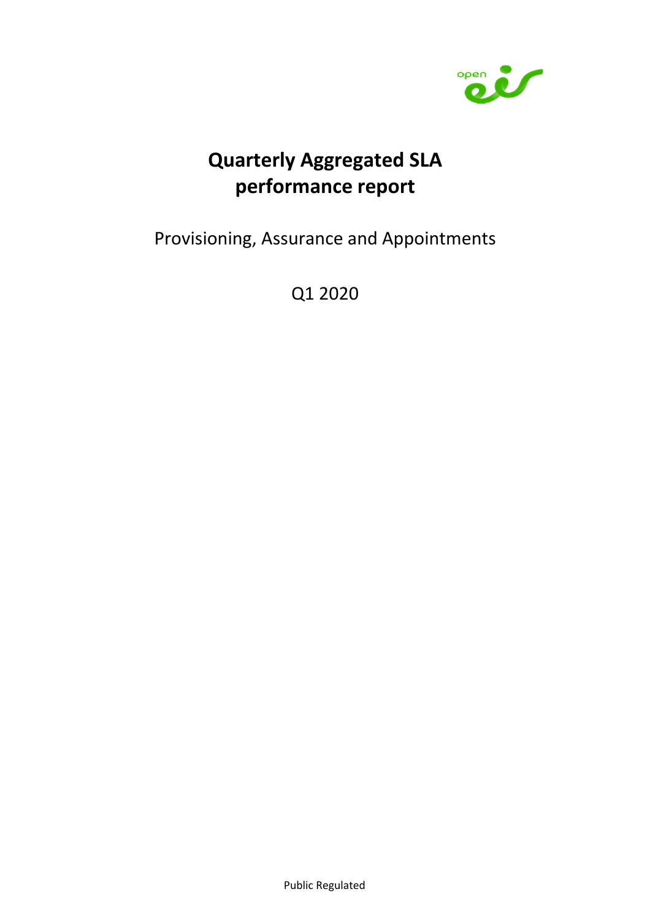# Quarterly Aggregated SLA performance report

Provisioning, Assurance and Appointments

Q1 2020

Public Regulated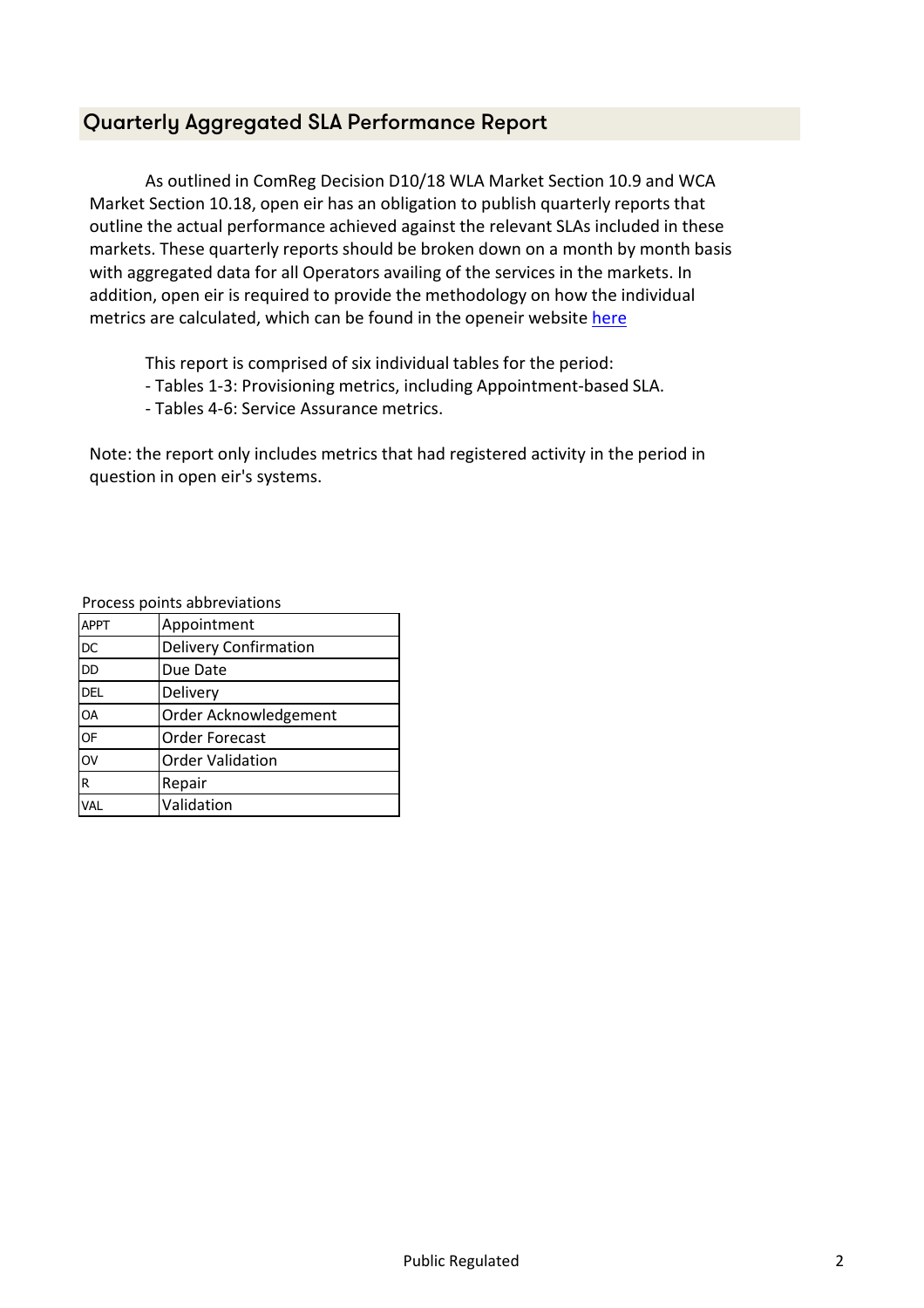## Quarterly Aggregated SLA Performance Report

As outlined in ComReg Decision D10/18 WLA Market Section 10.9 and WCA Market Section 10.18, open eir has an obligation to publish quarterly reports that outline the actual performance achieved against the relevant SLAs included in these markets. These quarterly reports should be broken down on a month by month basis with aggregated data for all Operators availing of the services in the markets. In addition, open eir is required to provide the methodology on how the individual metrics are calculated, which can be found in the openeir website here

This report is comprised of six individual tables for the period:
- Tables 1-3: Provisioning metrics, including Appointment-based SLA.
- Tables 4-6: Service Assurance metrics.

Note: the report only includes metrics that had registered activity in the period in question in open eir's systems.

Process points abbreviations

| Abbreviation | Process point |
|---|---|
| APPT | Appointment |
| DC | Delivery Confirmation |
| DD | Due Date |
| DEL | Delivery |
| OA | Order Acknowledgement |
| OF | Order Forecast |
| OV | Order Validation |
| R | Repair |
| VAL | Validation |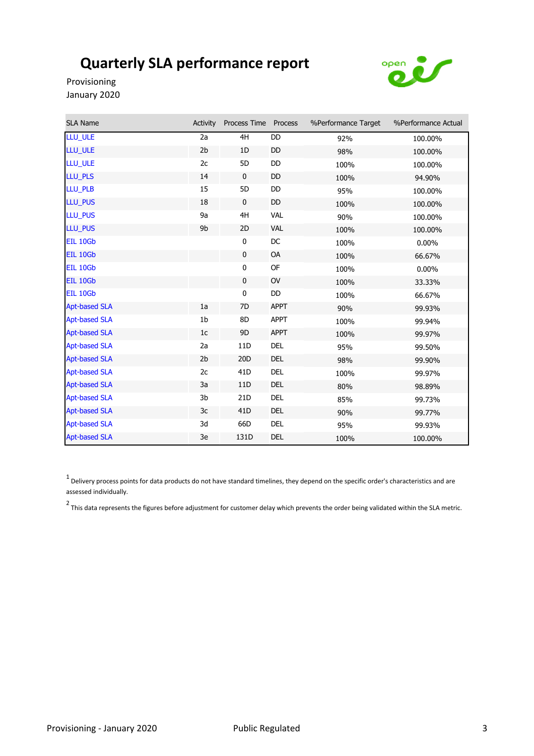# Quarterly SLA performance report

Provisioning
January 2020

| SLA Name | Activity | Process Time | Process | %Performance Target | %Performance Actual |
|---|---|---|---|---|---|
| LLU_ULE | 2a | 4H | DD | 92% | 100.00% |
| LLU_ULE | 2b | 1D | DD | 98% | 100.00% |
| LLU_ULE | 2c | 5D | DD | 100% | 100.00% |
| LLU_PLS | 14 | 0 | DD | 100% | 94.90% |
| LLU_PLB | 15 | 5D | DD | 95% | 100.00% |
| LLU_PUS | 18 | 0 | DD | 100% | 100.00% |
| LLU_PUS | 9a | 4H | VAL | 90% | 100.00% |
| LLU_PUS | 9b | 2D | VAL | 100% | 100.00% |
| EIL 10Gb | | 0 | DC | 100% | 0.00% |
| EIL 10Gb | | 0 | OA | 100% | 66.67% |
| EIL 10Gb | | 0 | OF | 100% | 0.00% |
| EIL 10Gb | | 0 | OV | 100% | 33.33% |
| EIL 10Gb | | 0 | DD | 100% | 66.67% |
| Apt-based SLA | 1a | 7D | APPT | 90% | 99.93% |
| Apt-based SLA | 1b | 8D | APPT | 100% | 99.94% |
| Apt-based SLA | 1c | 9D | APPT | 100% | 99.97% |
| Apt-based SLA | 2a | 11D | DEL | 95% | 99.50% |
| Apt-based SLA | 2b | 20D | DEL | 98% | 99.90% |
| Apt-based SLA | 2c | 41D | DEL | 100% | 99.97% |
| Apt-based SLA | 3a | 11D | DEL | 80% | 98.89% |
| Apt-based SLA | 3b | 21D | DEL | 85% | 99.73% |
| Apt-based SLA | 3c | 41D | DEL | 90% | 99.77% |
| Apt-based SLA | 3d | 66D | DEL | 95% | 99.93% |
| Apt-based SLA | 3e | 131D | DEL | 100% | 100.00% |

[1] Delivery process points for data products do not have standard timelines, they depend on the specific order's characteristics and are assessed individually.

[2] This data represents the figures before adjustment for customer delay which prevents the order being validated within the SLA metric.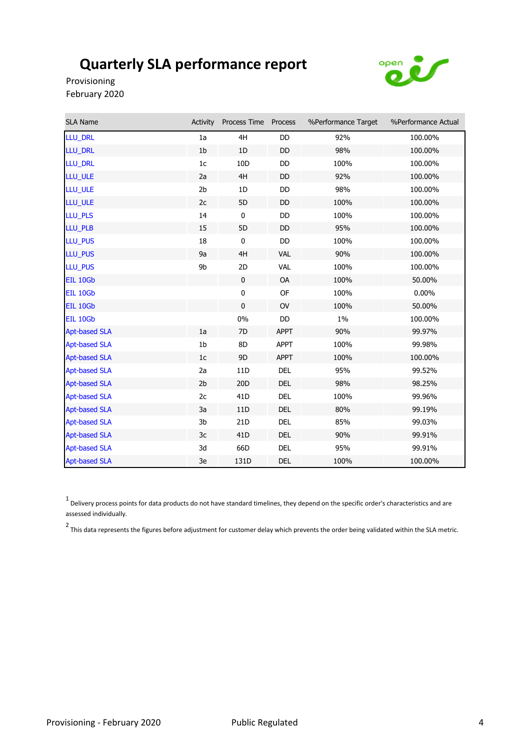# Quarterly SLA performance report

Provisioning

February 2020

| SLA Name | Activity | Process Time | Process | %Performance Target | %Performance Actual |
|---|---|---|---|---|---|
| LLU_DRL | 1a | 4H | DD | 92% | 100.00% |
| LLU_DRL | 1b | 1D | DD | 98% | 100.00% |
| LLU_DRL | 1c | 10D | DD | 100% | 100.00% |
| LLU_ULE | 2a | 4H | DD | 92% | 100.00% |
| LLU_ULE | 2b | 1D | DD | 98% | 100.00% |
| LLU_ULE | 2c | 5D | DD | 100% | 100.00% |
| LLU_PLS | 14 | 0 | DD | 100% | 100.00% |
| LLU_PLB | 15 | 5D | DD | 95% | 100.00% |
| LLU_PUS | 18 | 0 | DD | 100% | 100.00% |
| LLU_PUS | 9a | 4H | VAL | 90% | 100.00% |
| LLU_PUS | 9b | 2D | VAL | 100% | 100.00% |
| EIL 10Gb | | 0 | OA | 100% | 50.00% |
| EIL 10Gb | | 0 | OF | 100% | 0.00% |
| EIL 10Gb | | 0 | OV | 100% | 50.00% |
| EIL 10Gb | | 0% | DD | 1% | 100.00% |
| Apt-based SLA | 1a | 7D | APPT | 90% | 99.97% |
| Apt-based SLA | 1b | 8D | APPT | 100% | 99.98% |
| Apt-based SLA | 1c | 9D | APPT | 100% | 100.00% |
| Apt-based SLA | 2a | 11D | DEL | 95% | 99.52% |
| Apt-based SLA | 2b | 20D | DEL | 98% | 98.25% |
| Apt-based SLA | 2c | 41D | DEL | 100% | 99.96% |
| Apt-based SLA | 3a | 11D | DEL | 80% | 99.19% |
| Apt-based SLA | 3b | 21D | DEL | 85% | 99.03% |
| Apt-based SLA | 3c | 41D | DEL | 90% | 99.91% |
| Apt-based SLA | 3d | 66D | DEL | 95% | 99.91% |
| Apt-based SLA | 3e | 131D | DEL | 100% | 100.00% |

[1] Delivery process points for data products do not have standard timelines, they depend on the specific order's characteristics and are assessed individually.

[2] This data represents the figures before adjustment for customer delay which prevents the order being validated within the SLA metric.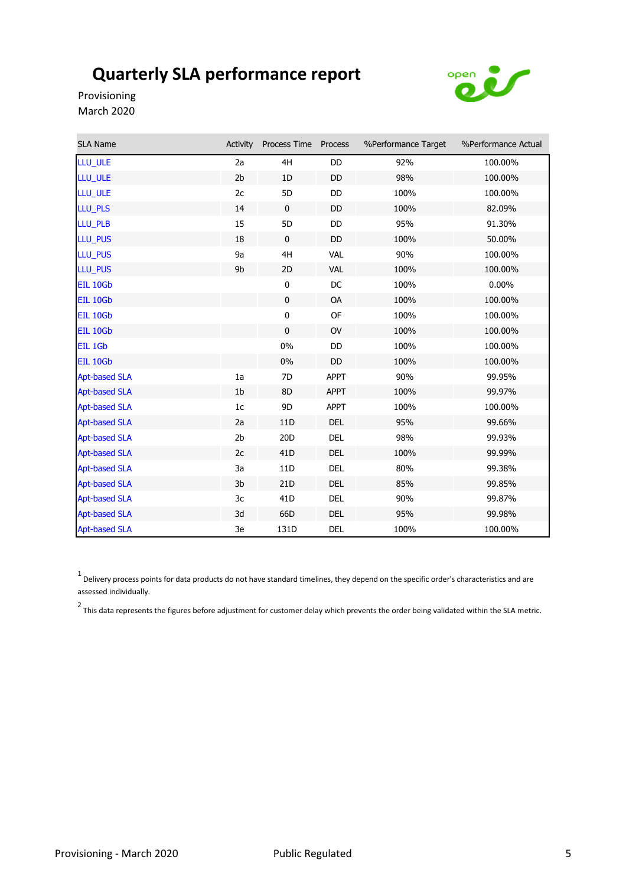# Quarterly SLA performance report

Provisioning
March 2020

| SLA Name | Activity | Process Time | Process | %Performance Target | %Performance Actual |
|---|---|---|---|---|---|
| LLU_ULE | 2a | 4H | DD | 92% | 100.00% |
| LLU_ULE | 2b | 1D | DD | 98% | 100.00% |
| LLU_ULE | 2c | 5D | DD | 100% | 100.00% |
| LLU_PLS | 14 | 0 | DD | 100% | 82.09% |
| LLU_PLB | 15 | 5D | DD | 95% | 91.30% |
| LLU_PUS | 18 | 0 | DD | 100% | 50.00% |
| LLU_PUS | 9a | 4H | VAL | 90% | 100.00% |
| LLU_PUS | 9b | 2D | VAL | 100% | 100.00% |
| EIL 10Gb | | 0 | DC | 100% | 0.00% |
| EIL 10Gb | | 0 | OA | 100% | 100.00% |
| EIL 10Gb | | 0 | OF | 100% | 100.00% |
| EIL 10Gb | | 0 | OV | 100% | 100.00% |
| EIL 1Gb | | 0% | DD | 100% | 100.00% |
| EIL 10Gb | | 0% | DD | 100% | 100.00% |
| Apt-based SLA | 1a | 7D | APPT | 90% | 99.95% |
| Apt-based SLA | 1b | 8D | APPT | 100% | 99.97% |
| Apt-based SLA | 1c | 9D | APPT | 100% | 100.00% |
| Apt-based SLA | 2a | 11D | DEL | 95% | 99.66% |
| Apt-based SLA | 2b | 20D | DEL | 98% | 99.93% |
| Apt-based SLA | 2c | 41D | DEL | 100% | 99.99% |
| Apt-based SLA | 3a | 11D | DEL | 80% | 99.38% |
| Apt-based SLA | 3b | 21D | DEL | 85% | 99.85% |
| Apt-based SLA | 3c | 41D | DEL | 90% | 99.87% |
| Apt-based SLA | 3d | 66D | DEL | 95% | 99.98% |
| Apt-based SLA | 3e | 131D | DEL | 100% | 100.00% |

[1] Delivery process points for data products do not have standard timelines, they depend on the specific order's characteristics and are assessed individually.

[2] This data represents the figures before adjustment for customer delay which prevents the order being validated within the SLA metric.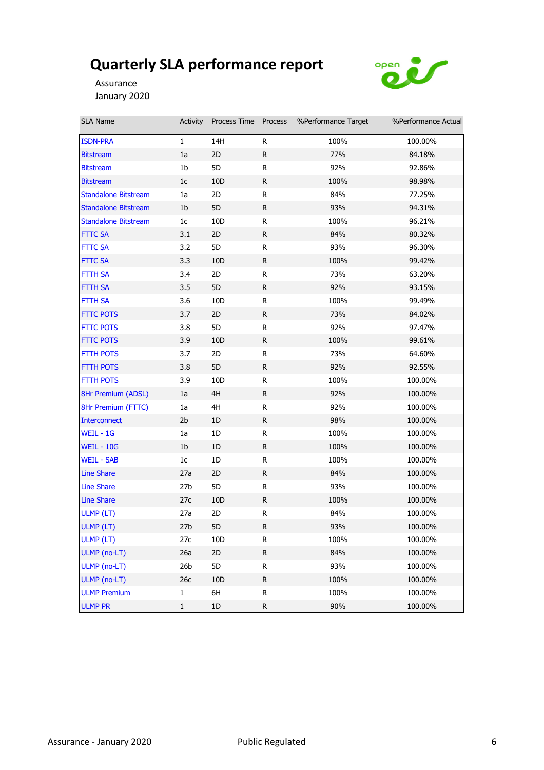# Quarterly SLA performance report

Assurance
January 2020

| SLA Name | Activity | Process Time | Process | %Performance Target | %Performance Actual |
|---|---|---|---|---|---|
| ISDN-PRA | 1 | 14H | R | 100% | 100.00% |
| Bitstream | 1a | 2D | R | 77% | 84.18% |
| Bitstream | 1b | 5D | R | 92% | 92.86% |
| Bitstream | 1c | 10D | R | 100% | 98.98% |
| Standalone Bitstream | 1a | 2D | R | 84% | 77.25% |
| Standalone Bitstream | 1b | 5D | R | 93% | 94.31% |
| Standalone Bitstream | 1c | 10D | R | 100% | 96.21% |
| FTTC SA | 3.1 | 2D | R | 84% | 80.32% |
| FTTC SA | 3.2 | 5D | R | 93% | 96.30% |
| FTTC SA | 3.3 | 10D | R | 100% | 99.42% |
| FTTH SA | 3.4 | 2D | R | 73% | 63.20% |
| FTTH SA | 3.5 | 5D | R | 92% | 93.15% |
| FTTH SA | 3.6 | 10D | R | 100% | 99.49% |
| FTTC POTS | 3.7 | 2D | R | 73% | 84.02% |
| FTTC POTS | 3.8 | 5D | R | 92% | 97.47% |
| FTTC POTS | 3.9 | 10D | R | 100% | 99.61% |
| FTTH POTS | 3.7 | 2D | R | 73% | 64.60% |
| FTTH POTS | 3.8 | 5D | R | 92% | 92.55% |
| FTTH POTS | 3.9 | 10D | R | 100% | 100.00% |
| 8Hr Premium (ADSL) | 1a | 4H | R | 92% | 100.00% |
| 8Hr Premium (FTTC) | 1a | 4H | R | 92% | 100.00% |
| Interconnect | 2b | 1D | R | 98% | 100.00% |
| WEIL - 1G | 1a | 1D | R | 100% | 100.00% |
| WEIL - 10G | 1b | 1D | R | 100% | 100.00% |
| WEIL - SAB | 1c | 1D | R | 100% | 100.00% |
| Line Share | 27a | 2D | R | 84% | 100.00% |
| Line Share | 27b | 5D | R | 93% | 100.00% |
| Line Share | 27c | 10D | R | 100% | 100.00% |
| ULMP (LT) | 27a | 2D | R | 84% | 100.00% |
| ULMP (LT) | 27b | 5D | R | 93% | 100.00% |
| ULMP (LT) | 27c | 10D | R | 100% | 100.00% |
| ULMP (no-LT) | 26a | 2D | R | 84% | 100.00% |
| ULMP (no-LT) | 26b | 5D | R | 93% | 100.00% |
| ULMP (no-LT) | 26c | 10D | R | 100% | 100.00% |
| ULMP Premium | 1 | 6H | R | 100% | 100.00% |
| ULMP PR | 1 | 1D | R | 90% | 100.00% |

Public Regulated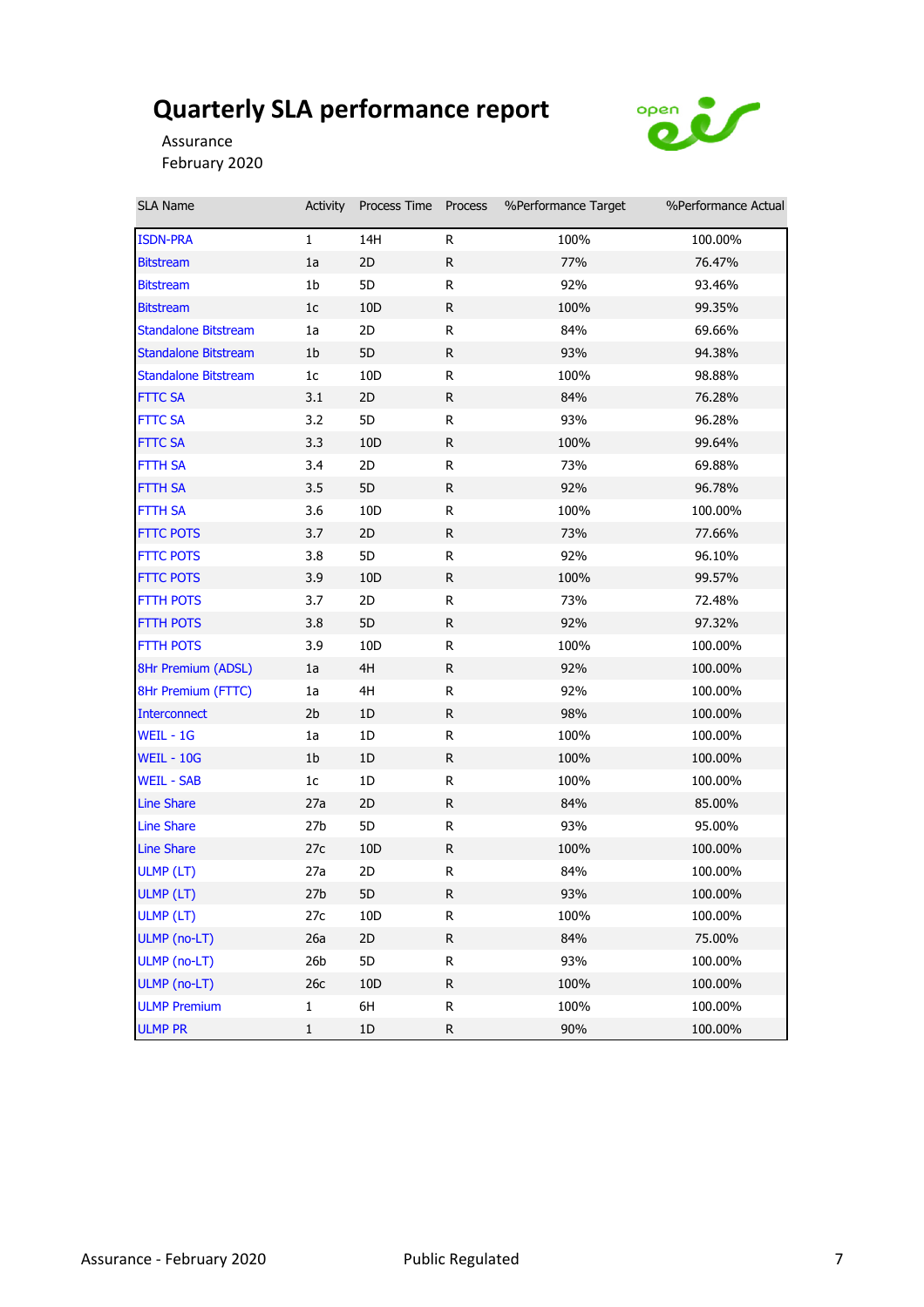# Quarterly SLA performance report

Assurance
February 2020

| SLA Name | Activity | Process Time | Process | %Performance Target | %Performance Actual |
|---|---|---|---|---|---|
| ISDN-PRA | 1 | 14H | R | 100% | 100.00% |
| Bitstream | 1a | 2D | R | 77% | 76.47% |
| Bitstream | 1b | 5D | R | 92% | 93.46% |
| Bitstream | 1c | 10D | R | 100% | 99.35% |
| Standalone Bitstream | 1a | 2D | R | 84% | 69.66% |
| Standalone Bitstream | 1b | 5D | R | 93% | 94.38% |
| Standalone Bitstream | 1c | 10D | R | 100% | 98.88% |
| FTTC SA | 3.1 | 2D | R | 84% | 76.28% |
| FTTC SA | 3.2 | 5D | R | 93% | 96.28% |
| FTTC SA | 3.3 | 10D | R | 100% | 99.64% |
| FTTH SA | 3.4 | 2D | R | 73% | 69.88% |
| FTTH SA | 3.5 | 5D | R | 92% | 96.78% |
| FTTH SA | 3.6 | 10D | R | 100% | 100.00% |
| FTTC POTS | 3.7 | 2D | R | 73% | 77.66% |
| FTTC POTS | 3.8 | 5D | R | 92% | 96.10% |
| FTTC POTS | 3.9 | 10D | R | 100% | 99.57% |
| FTTH POTS | 3.7 | 2D | R | 73% | 72.48% |
| FTTH POTS | 3.8 | 5D | R | 92% | 97.32% |
| FTTH POTS | 3.9 | 10D | R | 100% | 100.00% |
| 8Hr Premium (ADSL) | 1a | 4H | R | 92% | 100.00% |
| 8Hr Premium (FTTC) | 1a | 4H | R | 92% | 100.00% |
| Interconnect | 2b | 1D | R | 98% | 100.00% |
| WEIL - 1G | 1a | 1D | R | 100% | 100.00% |
| WEIL - 10G | 1b | 1D | R | 100% | 100.00% |
| WEIL - SAB | 1c | 1D | R | 100% | 100.00% |
| Line Share | 27a | 2D | R | 84% | 85.00% |
| Line Share | 27b | 5D | R | 93% | 95.00% |
| Line Share | 27c | 10D | R | 100% | 100.00% |
| ULMP (LT) | 27a | 2D | R | 84% | 100.00% |
| ULMP (LT) | 27b | 5D | R | 93% | 100.00% |
| ULMP (LT) | 27c | 10D | R | 100% | 100.00% |
| ULMP (no-LT) | 26a | 2D | R | 84% | 75.00% |
| ULMP (no-LT) | 26b | 5D | R | 93% | 100.00% |
| ULMP (no-LT) | 26c | 10D | R | 100% | 100.00% |
| ULMP Premium | 1 | 6H | R | 100% | 100.00% |
| ULMP PR | 1 | 1D | R | 90% | 100.00% |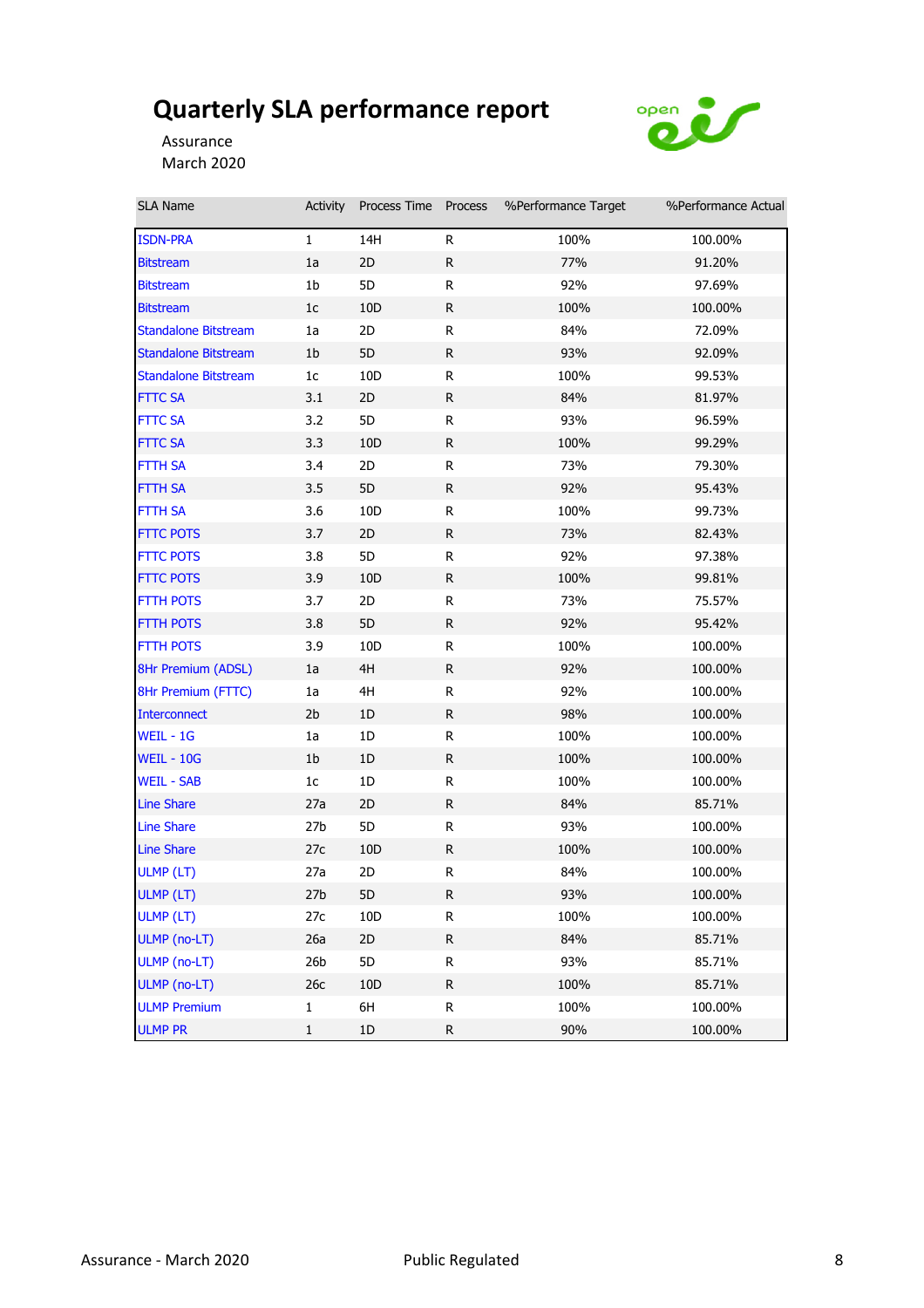# Quarterly SLA performance report

Assurance
March 2020

| SLA Name | Activity | Process Time | Process | %Performance Target | %Performance Actual |
|---|---|---|---|---|---|
| ISDN-PRA | 1 | 14H | R | 100% | 100.00% |
| Bitstream | 1a | 2D | R | 77% | 91.20% |
| Bitstream | 1b | 5D | R | 92% | 97.69% |
| Bitstream | 1c | 10D | R | 100% | 100.00% |
| Standalone Bitstream | 1a | 2D | R | 84% | 72.09% |
| Standalone Bitstream | 1b | 5D | R | 93% | 92.09% |
| Standalone Bitstream | 1c | 10D | R | 100% | 99.53% |
| FTTC SA | 3.1 | 2D | R | 84% | 81.97% |
| FTTC SA | 3.2 | 5D | R | 93% | 96.59% |
| FTTC SA | 3.3 | 10D | R | 100% | 99.29% |
| FTTH SA | 3.4 | 2D | R | 73% | 79.30% |
| FTTH SA | 3.5 | 5D | R | 92% | 95.43% |
| FTTH SA | 3.6 | 10D | R | 100% | 99.73% |
| FTTC POTS | 3.7 | 2D | R | 73% | 82.43% |
| FTTC POTS | 3.8 | 5D | R | 92% | 97.38% |
| FTTC POTS | 3.9 | 10D | R | 100% | 99.81% |
| FTTH POTS | 3.7 | 2D | R | 73% | 75.57% |
| FTTH POTS | 3.8 | 5D | R | 92% | 95.42% |
| FTTH POTS | 3.9 | 10D | R | 100% | 100.00% |
| 8Hr Premium (ADSL) | 1a | 4H | R | 92% | 100.00% |
| 8Hr Premium (FTTC) | 1a | 4H | R | 92% | 100.00% |
| Interconnect | 2b | 1D | R | 98% | 100.00% |
| WEIL - 1G | 1a | 1D | R | 100% | 100.00% |
| WEIL - 10G | 1b | 1D | R | 100% | 100.00% |
| WEIL - SAB | 1c | 1D | R | 100% | 100.00% |
| Line Share | 27a | 2D | R | 84% | 85.71% |
| Line Share | 27b | 5D | R | 93% | 100.00% |
| Line Share | 27c | 10D | R | 100% | 100.00% |
| ULMP (LT) | 27a | 2D | R | 84% | 100.00% |
| ULMP (LT) | 27b | 5D | R | 93% | 100.00% |
| ULMP (LT) | 27c | 10D | R | 100% | 100.00% |
| ULMP (no-LT) | 26a | 2D | R | 84% | 85.71% |
| ULMP (no-LT) | 26b | 5D | R | 93% | 85.71% |
| ULMP (no-LT) | 26c | 10D | R | 100% | 85.71% |
| ULMP Premium | 1 | 6H | R | 100% | 100.00% |
| ULMP PR | 1 | 1D | R | 90% | 100.00% |